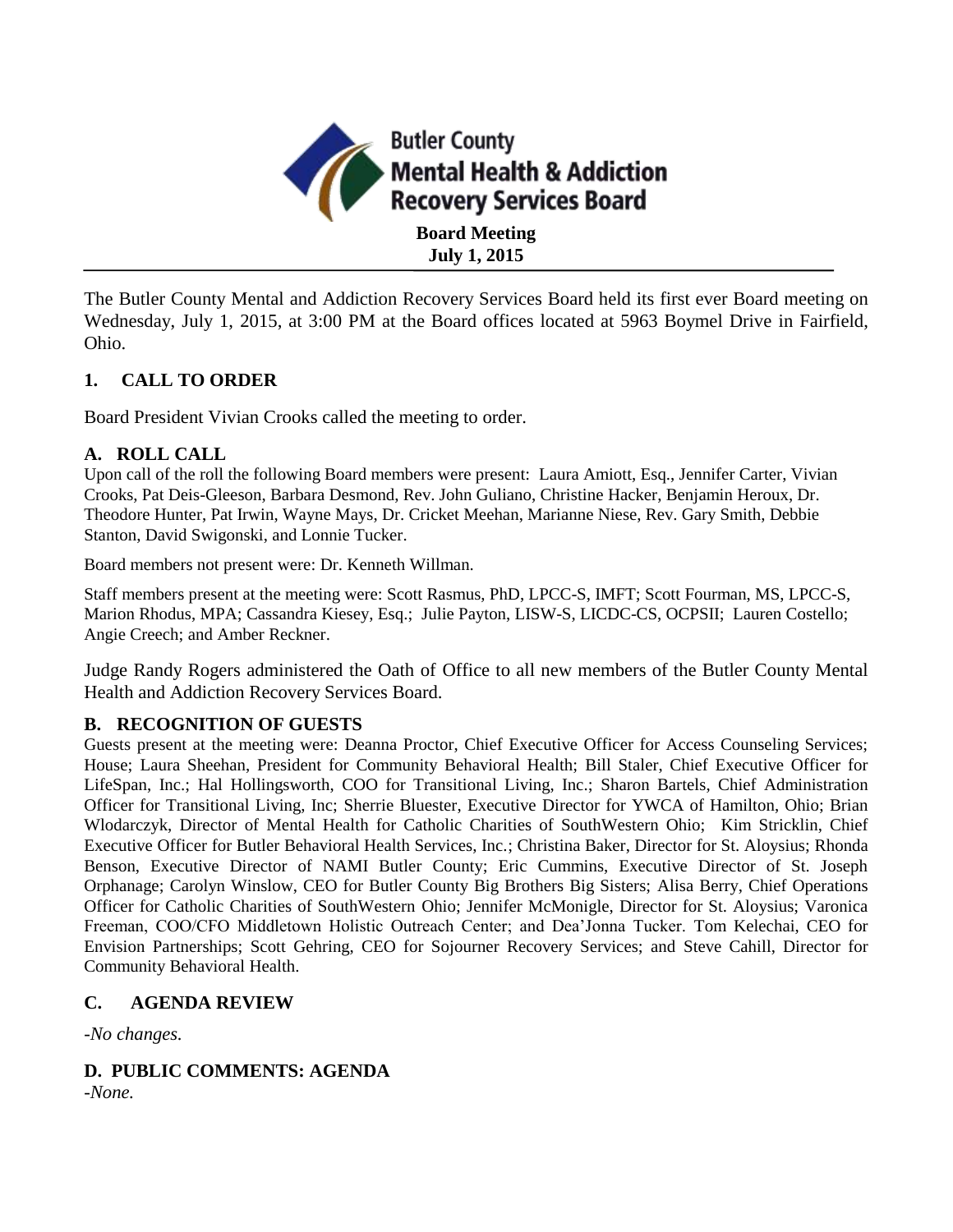# Butler County Mental Health & Addiction Recovery Services Board

**Board Meeting**
**July 1, 2015**

The Butler County Mental and Addiction Recovery Services Board held its first ever Board meeting on Wednesday, July 1, 2015, at 3:00 PM at the Board offices located at 5963 Boymel Drive in Fairfield, Ohio.

## 1. CALL TO ORDER

Board President Vivian Crooks called the meeting to order.

### A. ROLL CALL

Upon call of the roll the following Board members were present: Laura Amiott, Esq., Jennifer Carter, Vivian Crooks, Pat Deis-Gleeson, Barbara Desmond, Rev. John Guliano, Christine Hacker, Benjamin Heroux, Dr. Theodore Hunter, Pat Irwin, Wayne Mays, Dr. Cricket Meehan, Marianne Niese, Rev. Gary Smith, Debbie Stanton, David Swigonski, and Lonnie Tucker.

Board members not present were: Dr. Kenneth Willman.

Staff members present at the meeting were: Scott Rasmus, PhD, LPCC-S, IMFT; Scott Fourman, MS, LPCC-S, Marion Rhodus, MPA; Cassandra Kiesey, Esq.; Julie Payton, LISW-S, LICDC-CS, OCPSII; Lauren Costello; Angie Creech; and Amber Reckner.

Judge Randy Rogers administered the Oath of Office to all new members of the Butler County Mental Health and Addiction Recovery Services Board.

### B. RECOGNITION OF GUESTS

Guests present at the meeting were: Deanna Proctor, Chief Executive Officer for Access Counseling Services; House; Laura Sheehan, President for Community Behavioral Health; Bill Staler, Chief Executive Officer for LifeSpan, Inc.; Hal Hollingsworth, COO for Transitional Living, Inc.; Sharon Bartels, Chief Administration Officer for Transitional Living, Inc; Sherrie Bluester, Executive Director for YWCA of Hamilton, Ohio; Brian Wlodarczyk, Director of Mental Health for Catholic Charities of SouthWestern Ohio; Kim Stricklin, Chief Executive Officer for Butler Behavioral Health Services, Inc.; Christina Baker, Director for St. Aloysius; Rhonda Benson, Executive Director of NAMI Butler County; Eric Cummins, Executive Director of St. Joseph Orphanage; Carolyn Winslow, CEO for Butler County Big Brothers Big Sisters; Alisa Berry, Chief Operations Officer for Catholic Charities of SouthWestern Ohio; Jennifer McMonigle, Director for St. Aloysius; Varonica Freeman, COO/CFO Middletown Holistic Outreach Center; and Dea'Jonna Tucker. Tom Kelechai, CEO for Envision Partnerships; Scott Gehring, CEO for Sojourner Recovery Services; and Steve Cahill, Director for Community Behavioral Health.

### C. AGENDA REVIEW

-*No changes.*

### D. PUBLIC COMMENTS: AGENDA

-*None.*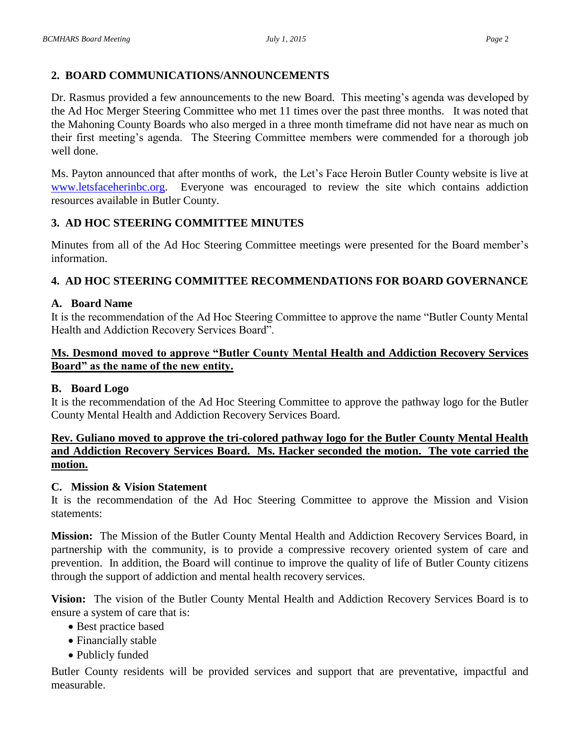## 2. BOARD COMMUNICATIONS/ANNOUNCEMENTS

Dr. Rasmus provided a few announcements to the new Board. This meeting's agenda was developed by the Ad Hoc Merger Steering Committee who met 11 times over the past three months. It was noted that the Mahoning County Boards who also merged in a three month timeframe did not have near as much on their first meeting's agenda. The Steering Committee members were commended for a thorough job well done.

Ms. Payton announced that after months of work, the Let's Face Heroin Butler County website is live at www.letsfaceherinbc.org. Everyone was encouraged to review the site which contains addiction resources available in Butler County.

## 3. AD HOC STEERING COMMITTEE MINUTES

Minutes from all of the Ad Hoc Steering Committee meetings were presented for the Board member's information.

## 4. AD HOC STEERING COMMITTEE RECOMMENDATIONS FOR BOARD GOVERNANCE

### A. Board Name

It is the recommendation of the Ad Hoc Steering Committee to approve the name "Butler County Mental Health and Addiction Recovery Services Board".

**Ms. Desmond moved to approve "Butler County Mental Health and Addiction Recovery Services Board" as the name of the new entity.**

### B. Board Logo

It is the recommendation of the Ad Hoc Steering Committee to approve the pathway logo for the Butler County Mental Health and Addiction Recovery Services Board.

**Rev. Guliano moved to approve the tri-colored pathway logo for the Butler County Mental Health and Addiction Recovery Services Board. Ms. Hacker seconded the motion. The vote carried the motion.**

### C. Mission & Vision Statement

It is the recommendation of the Ad Hoc Steering Committee to approve the Mission and Vision statements:

**Mission:** The Mission of the Butler County Mental Health and Addiction Recovery Services Board, in partnership with the community, is to provide a compressive recovery oriented system of care and prevention. In addition, the Board will continue to improve the quality of life of Butler County citizens through the support of addiction and mental health recovery services.

**Vision:** The vision of the Butler County Mental Health and Addiction Recovery Services Board is to ensure a system of care that is:

- Best practice based
- Financially stable
- Publicly funded

Butler County residents will be provided services and support that are preventative, impactful and measurable.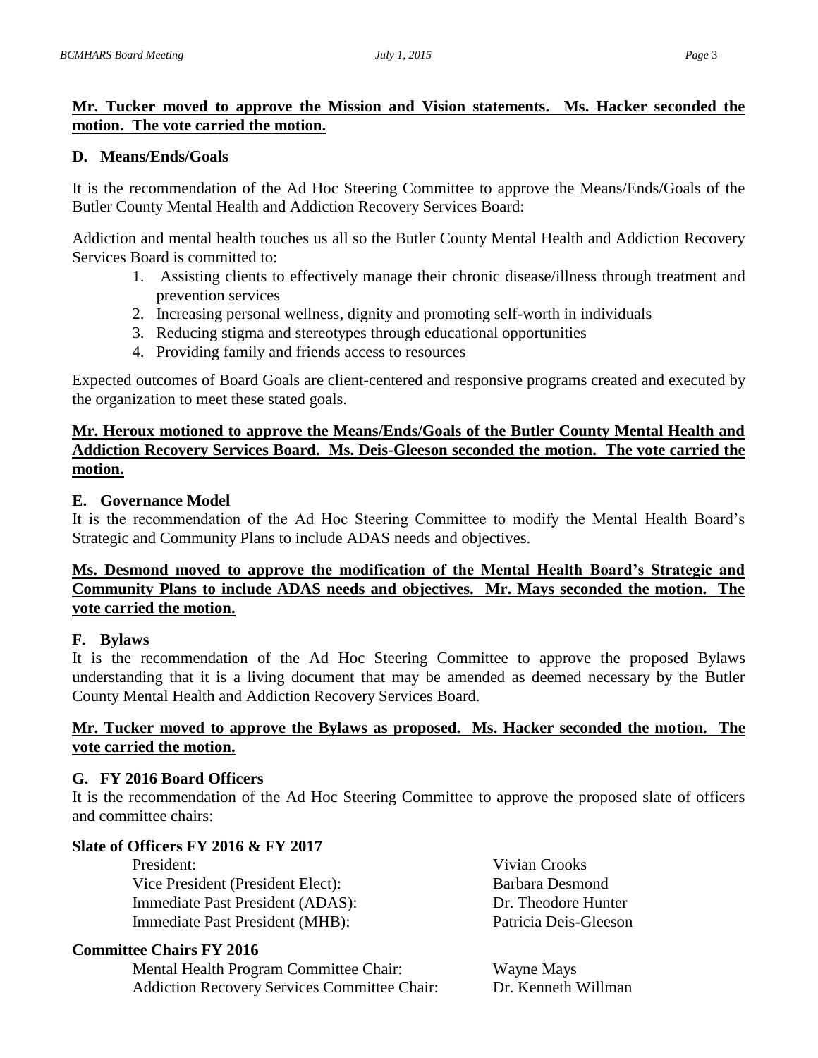**Mr. Tucker moved to approve the Mission and Vision statements. Ms. Hacker seconded the motion. The vote carried the motion.**

### D. Means/Ends/Goals

It is the recommendation of the Ad Hoc Steering Committee to approve the Means/Ends/Goals of the Butler County Mental Health and Addiction Recovery Services Board:

Addiction and mental health touches us all so the Butler County Mental Health and Addiction Recovery Services Board is committed to:

1. Assisting clients to effectively manage their chronic disease/illness through treatment and prevention services
2. Increasing personal wellness, dignity and promoting self-worth in individuals
3. Reducing stigma and stereotypes through educational opportunities
4. Providing family and friends access to resources

Expected outcomes of Board Goals are client-centered and responsive programs created and executed by the organization to meet these stated goals.

**Mr. Heroux motioned to approve the Means/Ends/Goals of the Butler County Mental Health and Addiction Recovery Services Board. Ms. Deis-Gleeson seconded the motion. The vote carried the motion.**

### E. Governance Model

It is the recommendation of the Ad Hoc Steering Committee to modify the Mental Health Board's Strategic and Community Plans to include ADAS needs and objectives.

**Ms. Desmond moved to approve the modification of the Mental Health Board's Strategic and Community Plans to include ADAS needs and objectives. Mr. Mays seconded the motion. The vote carried the motion.**

### F. Bylaws

It is the recommendation of the Ad Hoc Steering Committee to approve the proposed Bylaws understanding that it is a living document that may be amended as deemed necessary by the Butler County Mental Health and Addiction Recovery Services Board.

**Mr. Tucker moved to approve the Bylaws as proposed. Ms. Hacker seconded the motion. The vote carried the motion.**

### G. FY 2016 Board Officers

It is the recommendation of the Ad Hoc Steering Committee to approve the proposed slate of officers and committee chairs:

**Slate of Officers FY 2016 & FY 2017**

| | |
|---|---|
| President: | Vivian Crooks |
| Vice President (President Elect): | Barbara Desmond |
| Immediate Past President (ADAS): | Dr. Theodore Hunter |
| Immediate Past President (MHB): | Patricia Deis-Gleeson |

**Committee Chairs FY 2016**

| | |
|---|---|
| Mental Health Program Committee Chair: | Wayne Mays |
| Addiction Recovery Services Committee Chair: | Dr. Kenneth Willman |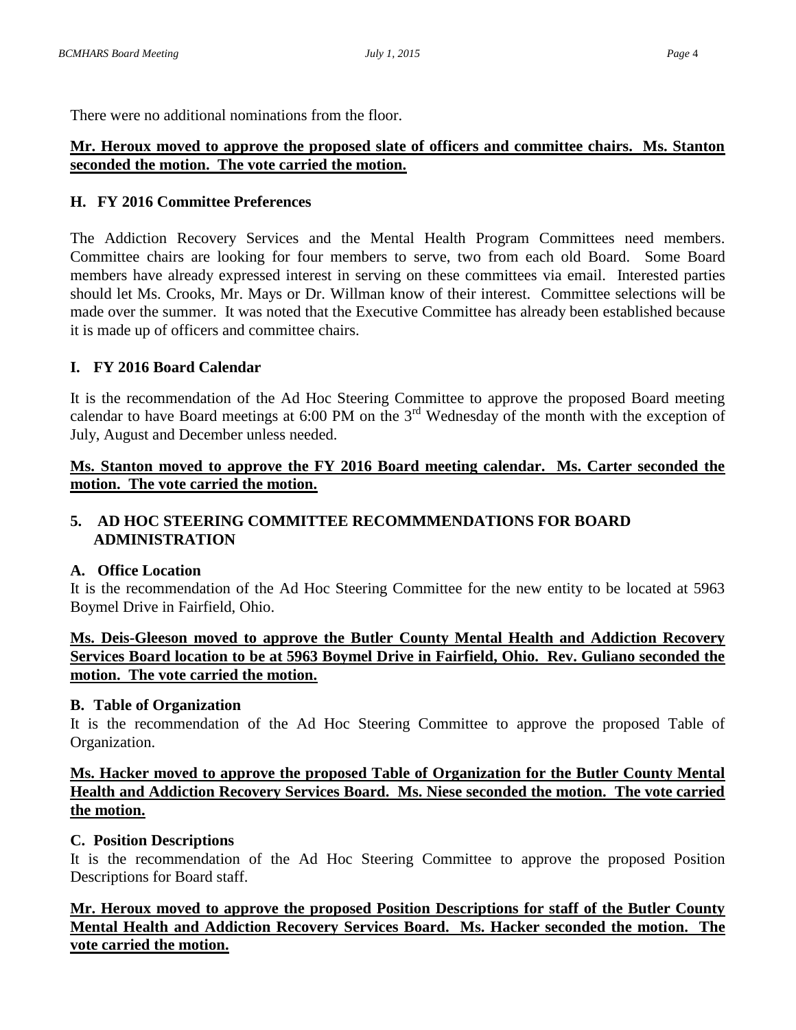There were no additional nominations from the floor.

**Mr. Heroux moved to approve the proposed slate of officers and committee chairs. Ms. Stanton seconded the motion. The vote carried the motion.**

### H. FY 2016 Committee Preferences

The Addiction Recovery Services and the Mental Health Program Committees need members. Committee chairs are looking for four members to serve, two from each old Board. Some Board members have already expressed interest in serving on these committees via email. Interested parties should let Ms. Crooks, Mr. Mays or Dr. Willman know of their interest. Committee selections will be made over the summer. It was noted that the Executive Committee has already been established because it is made up of officers and committee chairs.

### I. FY 2016 Board Calendar

It is the recommendation of the Ad Hoc Steering Committee to approve the proposed Board meeting calendar to have Board meetings at 6:00 PM on the 3rd Wednesday of the month with the exception of July, August and December unless needed.

**Ms. Stanton moved to approve the FY 2016 Board meeting calendar. Ms. Carter seconded the motion. The vote carried the motion.**

## 5. AD HOC STEERING COMMITTEE RECOMMMENDATIONS FOR BOARD ADMINISTRATION

### A. Office Location

It is the recommendation of the Ad Hoc Steering Committee for the new entity to be located at 5963 Boymel Drive in Fairfield, Ohio.

**Ms. Deis-Gleeson moved to approve the Butler County Mental Health and Addiction Recovery Services Board location to be at 5963 Boymel Drive in Fairfield, Ohio. Rev. Guliano seconded the motion. The vote carried the motion.**

### B. Table of Organization

It is the recommendation of the Ad Hoc Steering Committee to approve the proposed Table of Organization.

**Ms. Hacker moved to approve the proposed Table of Organization for the Butler County Mental Health and Addiction Recovery Services Board. Ms. Niese seconded the motion. The vote carried the motion.**

### C. Position Descriptions

It is the recommendation of the Ad Hoc Steering Committee to approve the proposed Position Descriptions for Board staff.

**Mr. Heroux moved to approve the proposed Position Descriptions for staff of the Butler County Mental Health and Addiction Recovery Services Board. Ms. Hacker seconded the motion. The vote carried the motion.**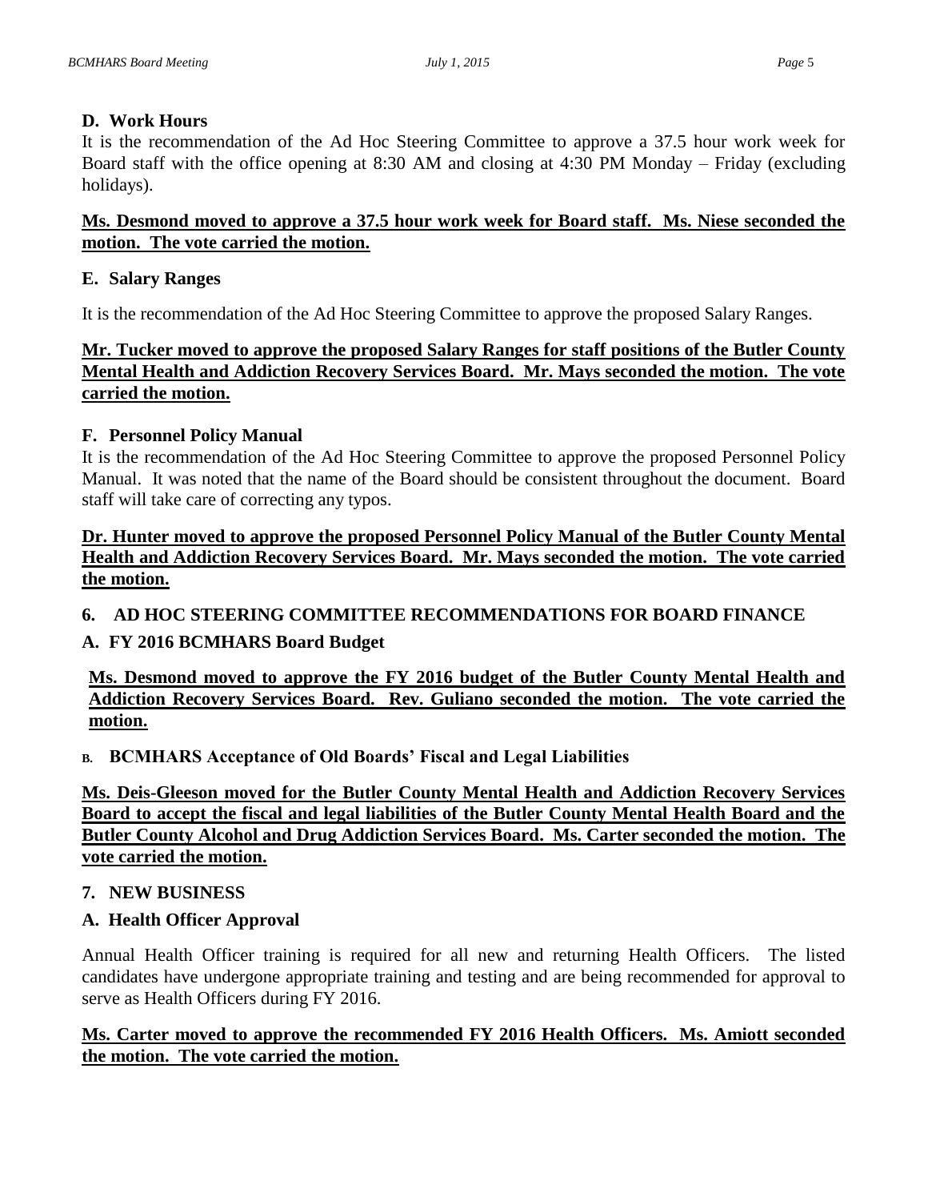### D. Work Hours

It is the recommendation of the Ad Hoc Steering Committee to approve a 37.5 hour work week for Board staff with the office opening at 8:30 AM and closing at 4:30 PM Monday – Friday (excluding holidays).

**Ms. Desmond moved to approve a 37.5 hour work week for Board staff. Ms. Niese seconded the motion. The vote carried the motion.**

### E. Salary Ranges

It is the recommendation of the Ad Hoc Steering Committee to approve the proposed Salary Ranges.

**Mr. Tucker moved to approve the proposed Salary Ranges for staff positions of the Butler County Mental Health and Addiction Recovery Services Board. Mr. Mays seconded the motion. The vote carried the motion.**

### F. Personnel Policy Manual

It is the recommendation of the Ad Hoc Steering Committee to approve the proposed Personnel Policy Manual. It was noted that the name of the Board should be consistent throughout the document. Board staff will take care of correcting any typos.

**Dr. Hunter moved to approve the proposed Personnel Policy Manual of the Butler County Mental Health and Addiction Recovery Services Board. Mr. Mays seconded the motion. The vote carried the motion.**

## 6. AD HOC STEERING COMMITTEE RECOMMENDATIONS FOR BOARD FINANCE

### A. FY 2016 BCMHARS Board Budget

**Ms. Desmond moved to approve the FY 2016 budget of the Butler County Mental Health and Addiction Recovery Services Board. Rev. Guliano seconded the motion. The vote carried the motion.**

### B. BCMHARS Acceptance of Old Boards' Fiscal and Legal Liabilities

**Ms. Deis-Gleeson moved for the Butler County Mental Health and Addiction Recovery Services Board to accept the fiscal and legal liabilities of the Butler County Mental Health Board and the Butler County Alcohol and Drug Addiction Services Board. Ms. Carter seconded the motion. The vote carried the motion.**

## 7. NEW BUSINESS

### A. Health Officer Approval

Annual Health Officer training is required for all new and returning Health Officers. The listed candidates have undergone appropriate training and testing and are being recommended for approval to serve as Health Officers during FY 2016.

**Ms. Carter moved to approve the recommended FY 2016 Health Officers. Ms. Amiott seconded the motion. The vote carried the motion.**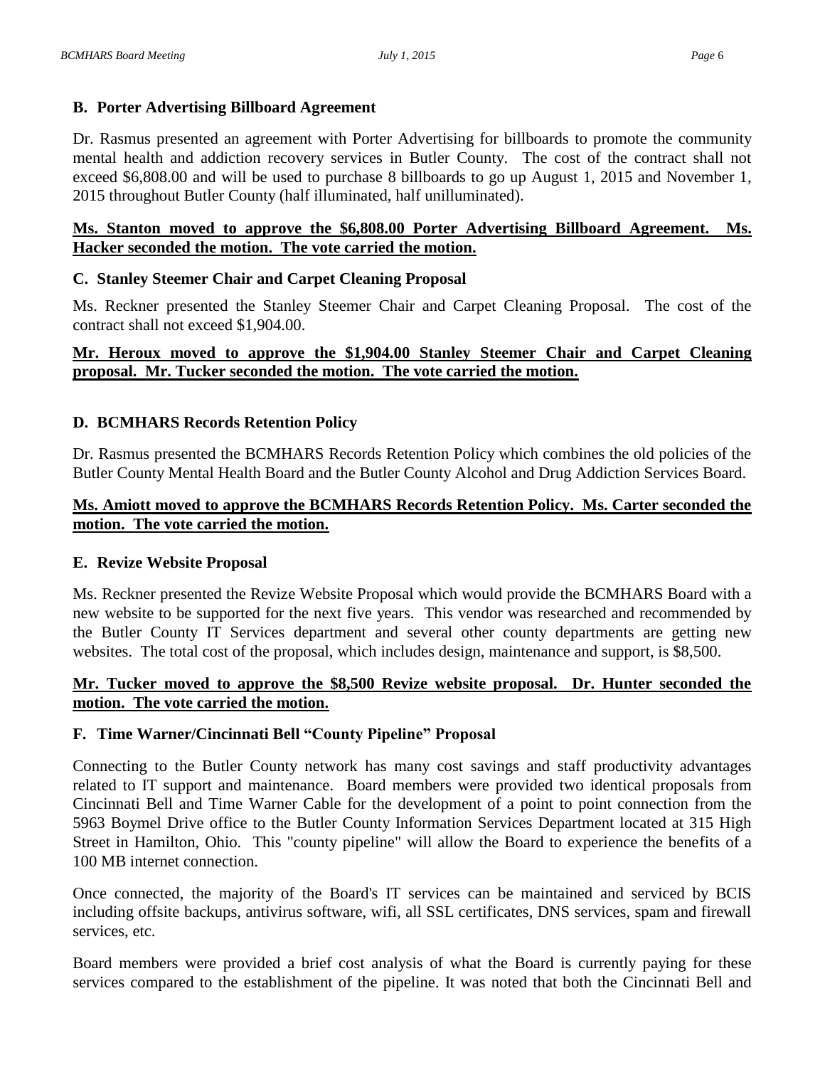### B. Porter Advertising Billboard Agreement

Dr. Rasmus presented an agreement with Porter Advertising for billboards to promote the community mental health and addiction recovery services in Butler County. The cost of the contract shall not exceed $6,808.00 and will be used to purchase 8 billboards to go up August 1, 2015 and November 1, 2015 throughout Butler County (half illuminated, half unilluminated).

**Ms. Stanton moved to approve the $6,808.00 Porter Advertising Billboard Agreement. Ms. Hacker seconded the motion. The vote carried the motion.**

### C. Stanley Steemer Chair and Carpet Cleaning Proposal

Ms. Reckner presented the Stanley Steemer Chair and Carpet Cleaning Proposal. The cost of the contract shall not exceed $1,904.00.

**Mr. Heroux moved to approve the $1,904.00 Stanley Steemer Chair and Carpet Cleaning proposal. Mr. Tucker seconded the motion. The vote carried the motion.**

### D. BCMHARS Records Retention Policy

Dr. Rasmus presented the BCMHARS Records Retention Policy which combines the old policies of the Butler County Mental Health Board and the Butler County Alcohol and Drug Addiction Services Board.

**Ms. Amiott moved to approve the BCMHARS Records Retention Policy. Ms. Carter seconded the motion. The vote carried the motion.**

### E. Revize Website Proposal

Ms. Reckner presented the Revize Website Proposal which would provide the BCMHARS Board with a new website to be supported for the next five years. This vendor was researched and recommended by the Butler County IT Services department and several other county departments are getting new websites. The total cost of the proposal, which includes design, maintenance and support, is $8,500.

**Mr. Tucker moved to approve the $8,500 Revize website proposal. Dr. Hunter seconded the motion. The vote carried the motion.**

### F. Time Warner/Cincinnati Bell "County Pipeline" Proposal

Connecting to the Butler County network has many cost savings and staff productivity advantages related to IT support and maintenance. Board members were provided two identical proposals from Cincinnati Bell and Time Warner Cable for the development of a point to point connection from the 5963 Boymel Drive office to the Butler County Information Services Department located at 315 High Street in Hamilton, Ohio. This "county pipeline" will allow the Board to experience the benefits of a 100 MB internet connection.

Once connected, the majority of the Board's IT services can be maintained and serviced by BCIS including offsite backups, antivirus software, wifi, all SSL certificates, DNS services, spam and firewall services, etc.

Board members were provided a brief cost analysis of what the Board is currently paying for these services compared to the establishment of the pipeline. It was noted that both the Cincinnati Bell and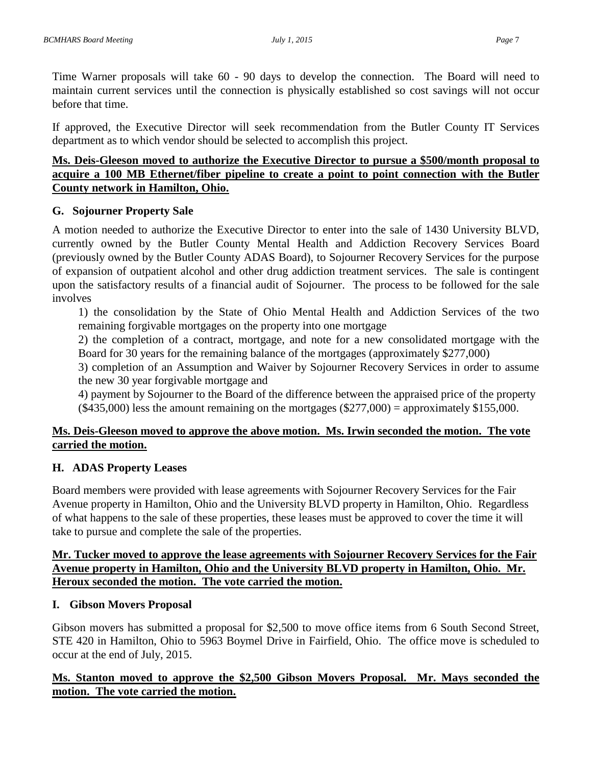Time Warner proposals will take 60 - 90 days to develop the connection. The Board will need to maintain current services until the connection is physically established so cost savings will not occur before that time.

If approved, the Executive Director will seek recommendation from the Butler County IT Services department as to which vendor should be selected to accomplish this project.

**Ms. Deis-Gleeson moved to authorize the Executive Director to pursue a $500/month proposal to acquire a 100 MB Ethernet/fiber pipeline to create a point to point connection with the Butler County network in Hamilton, Ohio.**

### G. Sojourner Property Sale

A motion needed to authorize the Executive Director to enter into the sale of 1430 University BLVD, currently owned by the Butler County Mental Health and Addiction Recovery Services Board (previously owned by the Butler County ADAS Board), to Sojourner Recovery Services for the purpose of expansion of outpatient alcohol and other drug addiction treatment services. The sale is contingent upon the satisfactory results of a financial audit of Sojourner. The process to be followed for the sale involves

1) the consolidation by the State of Ohio Mental Health and Addiction Services of the two remaining forgivable mortgages on the property into one mortgage
2) the completion of a contract, mortgage, and note for a new consolidated mortgage with the Board for 30 years for the remaining balance of the mortgages (approximately $277,000)
3) completion of an Assumption and Waiver by Sojourner Recovery Services in order to assume the new 30 year forgivable mortgage and
4) payment by Sojourner to the Board of the difference between the appraised price of the property ($435,000) less the amount remaining on the mortgages ($277,000) = approximately $155,000.

**Ms. Deis-Gleeson moved to approve the above motion. Ms. Irwin seconded the motion. The vote carried the motion.**

### H. ADAS Property Leases

Board members were provided with lease agreements with Sojourner Recovery Services for the Fair Avenue property in Hamilton, Ohio and the University BLVD property in Hamilton, Ohio. Regardless of what happens to the sale of these properties, these leases must be approved to cover the time it will take to pursue and complete the sale of the properties.

**Mr. Tucker moved to approve the lease agreements with Sojourner Recovery Services for the Fair Avenue property in Hamilton, Ohio and the University BLVD property in Hamilton, Ohio. Mr. Heroux seconded the motion. The vote carried the motion.**

### I. Gibson Movers Proposal

Gibson movers has submitted a proposal for $2,500 to move office items from 6 South Second Street, STE 420 in Hamilton, Ohio to 5963 Boymel Drive in Fairfield, Ohio. The office move is scheduled to occur at the end of July, 2015.

**Ms. Stanton moved to approve the $2,500 Gibson Movers Proposal. Mr. Mays seconded the motion. The vote carried the motion.**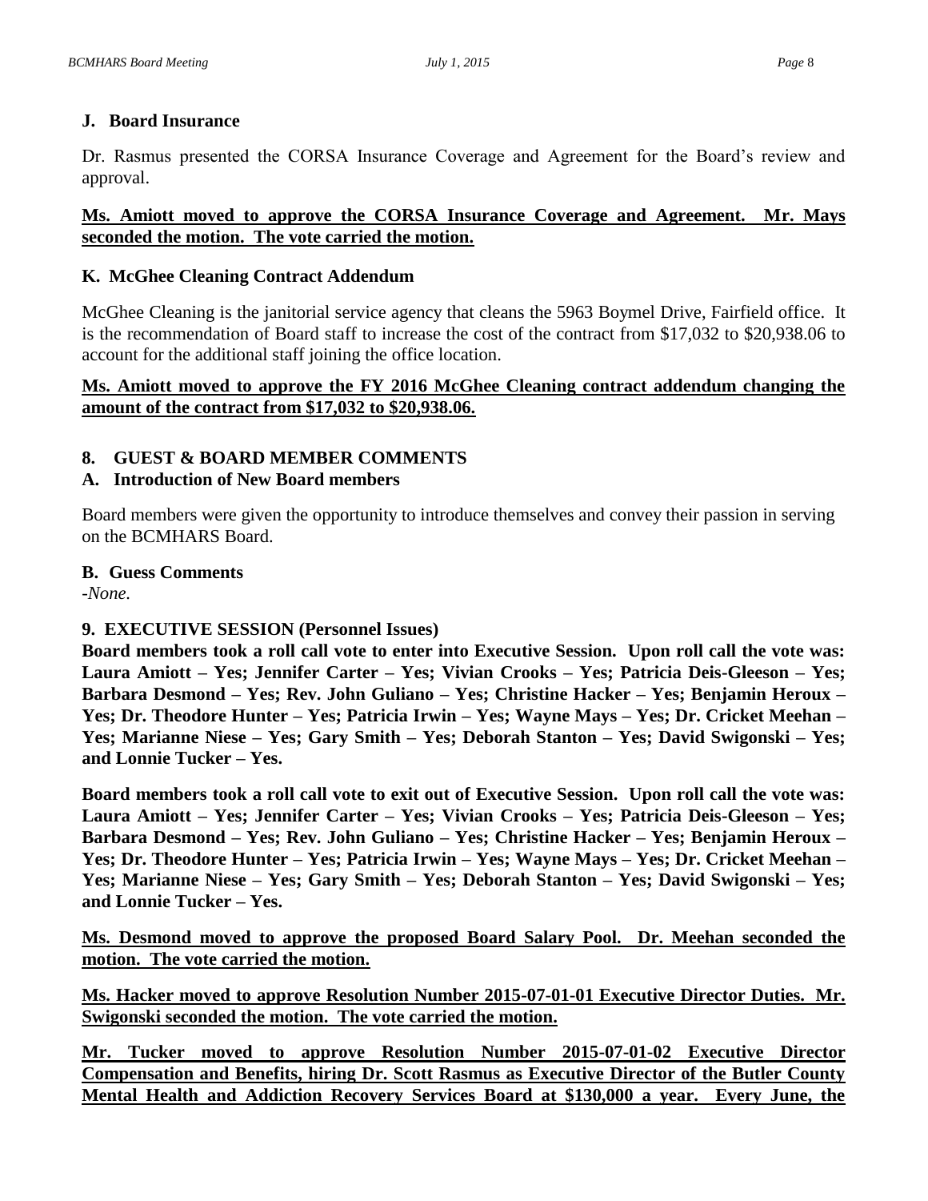### J. Board Insurance

Dr. Rasmus presented the CORSA Insurance Coverage and Agreement for the Board's review and approval.

**Ms. Amiott moved to approve the CORSA Insurance Coverage and Agreement. Mr. Mays seconded the motion. The vote carried the motion.**

### K. McGhee Cleaning Contract Addendum

McGhee Cleaning is the janitorial service agency that cleans the 5963 Boymel Drive, Fairfield office. It is the recommendation of Board staff to increase the cost of the contract from $17,032 to $20,938.06 to account for the additional staff joining the office location.

**Ms. Amiott moved to approve the FY 2016 McGhee Cleaning contract addendum changing the amount of the contract from $17,032 to $20,938.06.**

## 8. GUEST & BOARD MEMBER COMMENTS

### A. Introduction of New Board members

Board members were given the opportunity to introduce themselves and convey their passion in serving on the BCMHARS Board.

### B. Guess Comments

-*None.*

## 9. EXECUTIVE SESSION (Personnel Issues)

**Board members took a roll call vote to enter into Executive Session. Upon roll call the vote was: Laura Amiott – Yes; Jennifer Carter – Yes; Vivian Crooks – Yes; Patricia Deis-Gleeson – Yes; Barbara Desmond – Yes; Rev. John Guliano – Yes; Christine Hacker – Yes; Benjamin Heroux – Yes; Dr. Theodore Hunter – Yes; Patricia Irwin – Yes; Wayne Mays – Yes; Dr. Cricket Meehan – Yes; Marianne Niese – Yes; Gary Smith – Yes; Deborah Stanton – Yes; David Swigonski – Yes; and Lonnie Tucker – Yes.**

**Board members took a roll call vote to exit out of Executive Session. Upon roll call the vote was: Laura Amiott – Yes; Jennifer Carter – Yes; Vivian Crooks – Yes; Patricia Deis-Gleeson – Yes; Barbara Desmond – Yes; Rev. John Guliano – Yes; Christine Hacker – Yes; Benjamin Heroux – Yes; Dr. Theodore Hunter – Yes; Patricia Irwin – Yes; Wayne Mays – Yes; Dr. Cricket Meehan – Yes; Marianne Niese – Yes; Gary Smith – Yes; Deborah Stanton – Yes; David Swigonski – Yes; and Lonnie Tucker – Yes.**

**Ms. Desmond moved to approve the proposed Board Salary Pool. Dr. Meehan seconded the motion. The vote carried the motion.**

**Ms. Hacker moved to approve Resolution Number 2015-07-01-01 Executive Director Duties. Mr. Swigonski seconded the motion. The vote carried the motion.**

**Mr. Tucker moved to approve Resolution Number 2015-07-01-02 Executive Director Compensation and Benefits, hiring Dr. Scott Rasmus as Executive Director of the Butler County Mental Health and Addiction Recovery Services Board at $130,000 a year. Every June, the**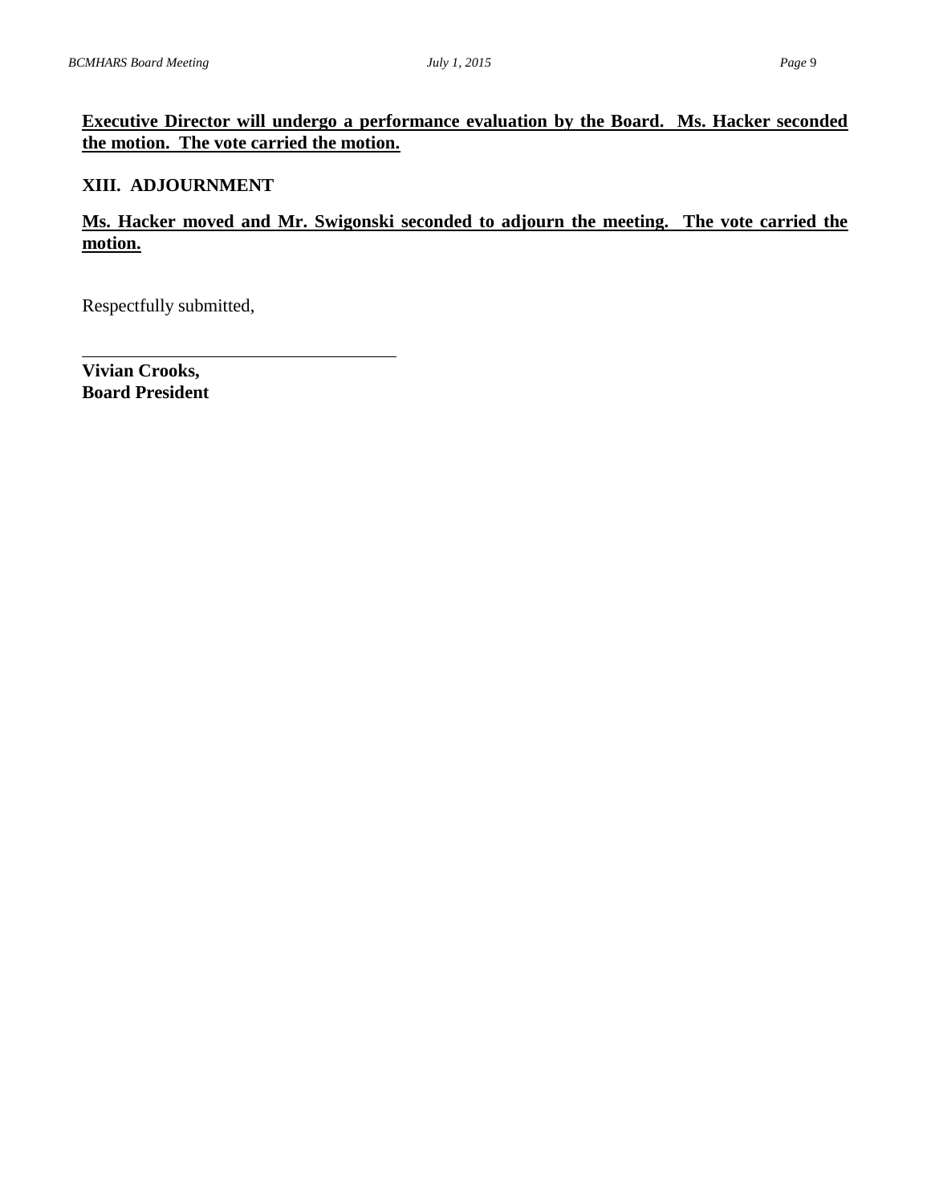**<u>Executive Director will undergo a performance evaluation by the Board. Ms. Hacker seconded the motion. The vote carried the motion.</u>**

## XIII. ADJOURNMENT

**<u>Ms. Hacker moved and Mr. Swigonski seconded to adjourn the meeting. The vote carried the motion.</u>**

Respectfully submitted,

\_\_\_\_\_\_\_\_\_\_\_\_\_\_\_\_\_\_\_\_\_\_\_\_\_\_\_\_\_\_\_\_\_\_\_\_

**Vivian Crooks,**
**Board President**